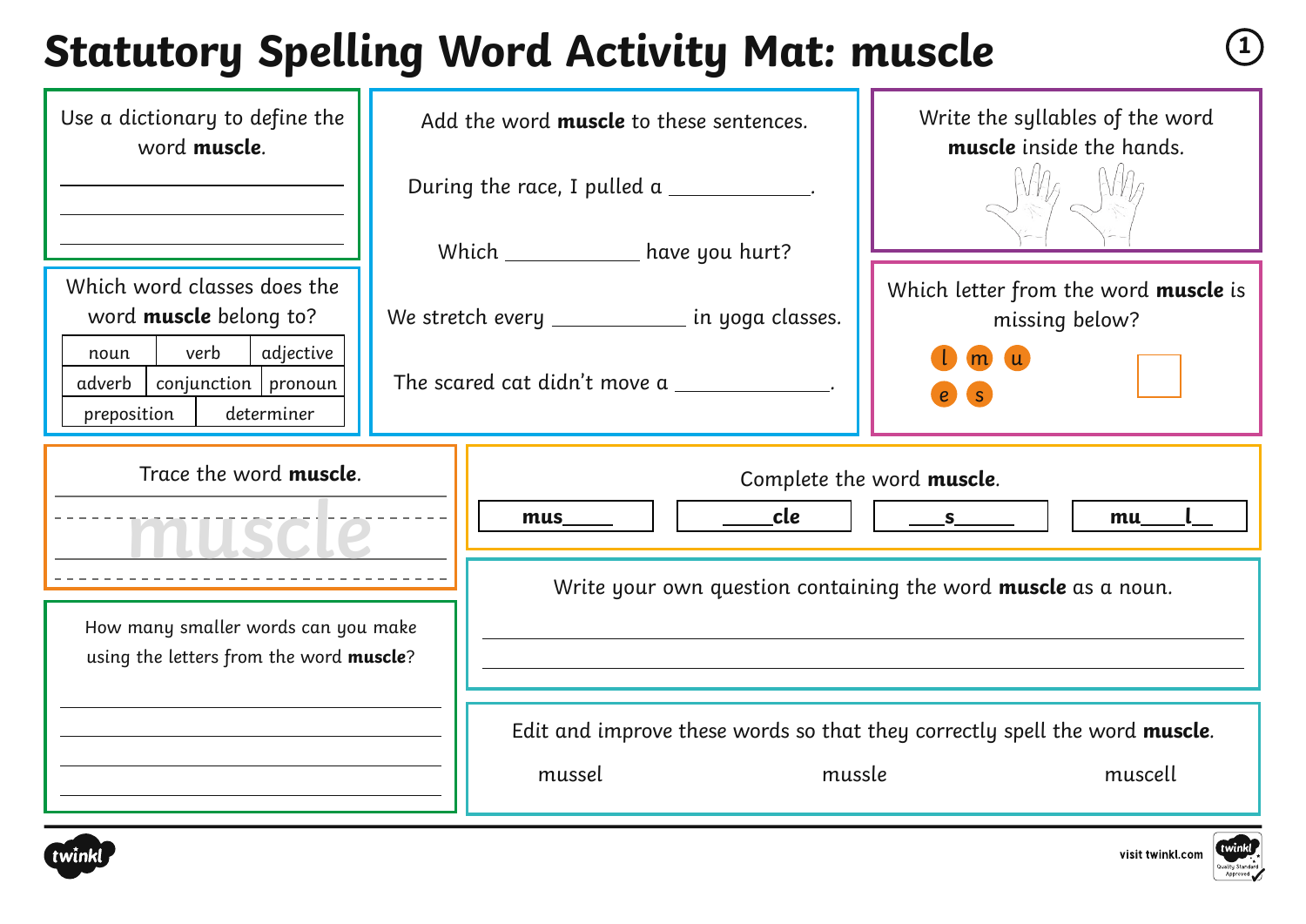# Statutory Spelling Word Activity Mat: muscle

Use a dictionary to define the word **muscle**.

___________________________

___________________________

___________________________

Which word classes does the word **muscle** belong to?

| noun | verb | adjective |
| --- | --- | --- |
| adverb | conjunction | pronoun |
| preposition | determiner | |

Add the word **muscle** to these sentences.

During the race, I pulled a ____________.

Which ____________ have you hurt?

We stretch every ____________ in yoga classes.

The scared cat didn't move a ____________.

Write the syllables of the word **muscle** inside the hands.

Which letter from the word **muscle** is missing below?

l m u e s

Trace the word **muscle**.

muscle

Complete the word **muscle**.

| mus____ | ____cle | ___s_____ | mu____l__ |
| --- | --- | --- | --- |

How many smaller words can you make using the letters from the word **muscle**?

___________________________

___________________________

___________________________

___________________________

Write your own question containing the word **muscle** as a noun.

___________________________

___________________________

Edit and improve these words so that they correctly spell the word **muscle**.

mussel mussle muscell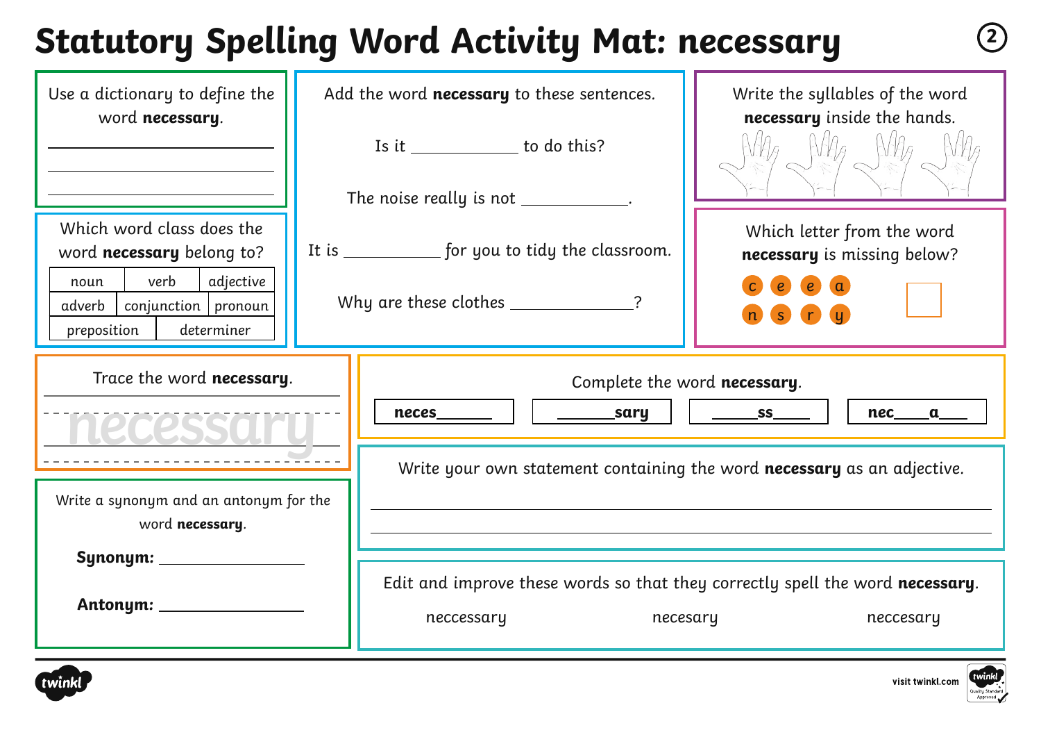# Statutory Spelling Word Activity Mat: necessary

Use a dictionary to define the word **necessary**.

\_\_\_\_\_\_\_\_\_\_\_\_\_\_\_\_\_\_\_\_\_\_\_\_\_\_\_\_

\_\_\_\_\_\_\_\_\_\_\_\_\_\_\_\_\_\_\_\_\_\_\_\_\_\_\_\_

\_\_\_\_\_\_\_\_\_\_\_\_\_\_\_\_\_\_\_\_\_\_\_\_\_\_\_\_

Which word class does the word **necessary** belong to?

| noun | verb | adjective |
|---|---|---|
| adverb | conjunction | pronoun |
| preposition | determiner | |

Add the word **necessary** to these sentences.

Is it \_\_\_\_\_\_\_\_\_\_\_\_ to do this?

The noise really is not \_\_\_\_\_\_\_\_\_\_\_\_.

It is \_\_\_\_\_\_\_\_\_\_\_\_ for you to tidy the classroom.

Why are these clothes \_\_\_\_\_\_\_\_\_\_\_\_?

Write the syllables of the word **necessary** inside the hands.

Which letter from the word **necessary** is missing below?

c e e a n s r y

Trace the word **necessary**.

necessary

Complete the word **necessary**.

| **neces\_\_\_\_\_\_** | **\_\_\_\_\_\_sary** | **\_\_\_\_\_ss\_\_\_\_\_** | **nec\_\_\_\_a\_\_\_** |
|---|---|---|---|

Write a synonym and an antonym for the word **necessary**.

**Synonym:** \_\_\_\_\_\_\_\_\_\_\_\_\_\_\_\_

**Antonym:** \_\_\_\_\_\_\_\_\_\_\_\_\_\_\_\_

Write your own statement containing the word **necessary** as an adjective.

\_\_\_\_\_\_\_\_\_\_\_\_\_\_\_\_\_\_\_\_\_\_\_\_\_\_\_\_\_\_\_\_\_\_\_\_\_\_\_\_\_\_\_\_\_\_\_\_\_\_\_\_

\_\_\_\_\_\_\_\_\_\_\_\_\_\_\_\_\_\_\_\_\_\_\_\_\_\_\_\_\_\_\_\_\_\_\_\_\_\_\_\_\_\_\_\_\_\_\_\_\_\_\_\_

Edit and improve these words so that they correctly spell the word **necessary**.

neccessary necesary neccesary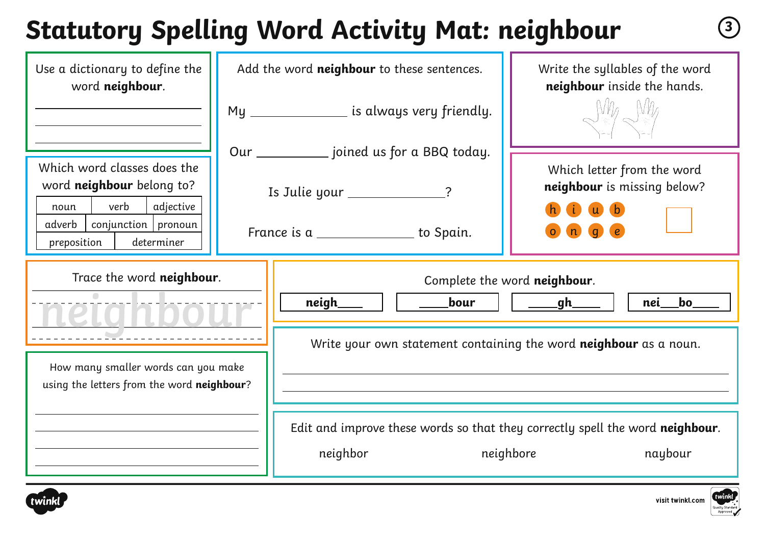# Statutory Spelling Word Activity Mat: neighbour

Use a dictionary to define the word **neighbour**.

______________________________

______________________________

______________________________

Which word classes does the word **neighbour** belong to?

| noun | verb | adjective |
| --- | --- | --- |
| adverb | conjunction | pronoun |
| preposition | determiner | |

Add the word **neighbour** to these sentences.

My ______________ is always very friendly.

Our __________ joined us for a BBQ today.

Is Julie your ______________?

France is a ______________ to Spain.

Write the syllables of the word **neighbour** inside the hands.

Which letter from the word **neighbour** is missing below?

h i u b

o n g e

☐

Trace the word **neighbour**.

neighbour

Complete the word **neighbour**.

| neigh____ | _____bour | _____gh_____ | nei___bo____ |
| --- | --- | --- | --- |

How many smaller words can you make using the letters from the word **neighbour**?

______________________________

______________________________

______________________________

______________________________

Write your own statement containing the word **neighbour** as a noun.

______________________________

______________________________

Edit and improve these words so that they correctly spell the word **neighbour**.

neighbor neighbore naybour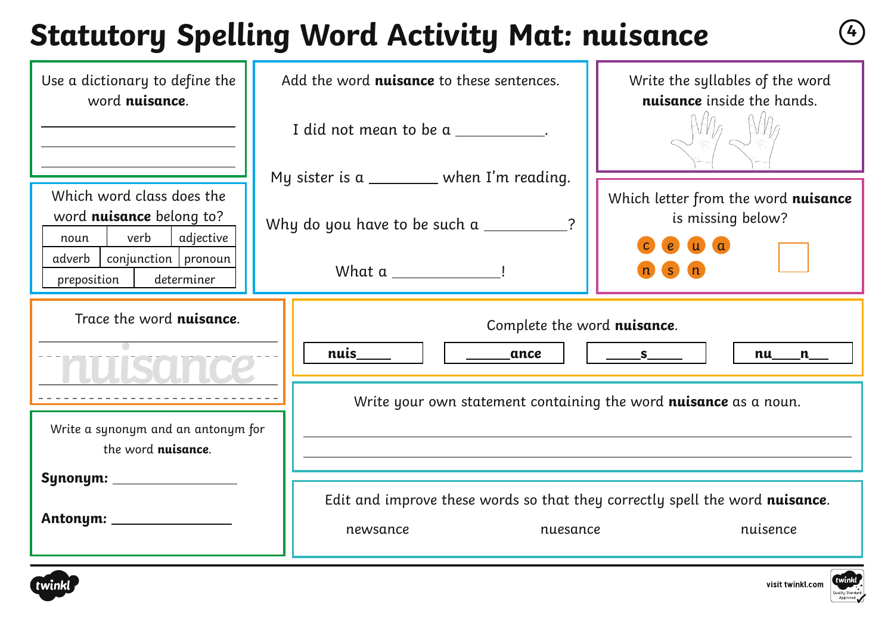# Statutory Spelling Word Activity Mat: nuisance

## Use a dictionary to define the word **nuisance**.

______________________

______________________

______________________

## Which word class does the word **nuisance** belong to?

| noun | verb | adjective |
|---|---|---|
| adverb | conjunction | pronoun |
| preposition | determiner | |

## Add the word **nuisance** to these sentences.

I did not mean to be a ___________.

My sister is a ________ when I'm reading.

Why do you have to be such a __________?

What a _____________!

## Write the syllables of the word **nuisance** inside the hands.

## Which letter from the word **nuisance** is missing below?

c e u a

n s n

## Trace the word **nuisance**.

nuisance

## Complete the word **nuisance**.

| nuis_____ | ______ance | _____s_____ | nu____n___ |
|---|---|---|---|

## Write a synonym and an antonym for the word **nuisance**.

**Synonym:** _________________

**Antonym:** _________________

## Write your own statement containing the word **nuisance** as a noun.

______________________________________________

______________________________________________

## Edit and improve these words so that they correctly spell the word **nuisance**.

newsance nuesance nuisence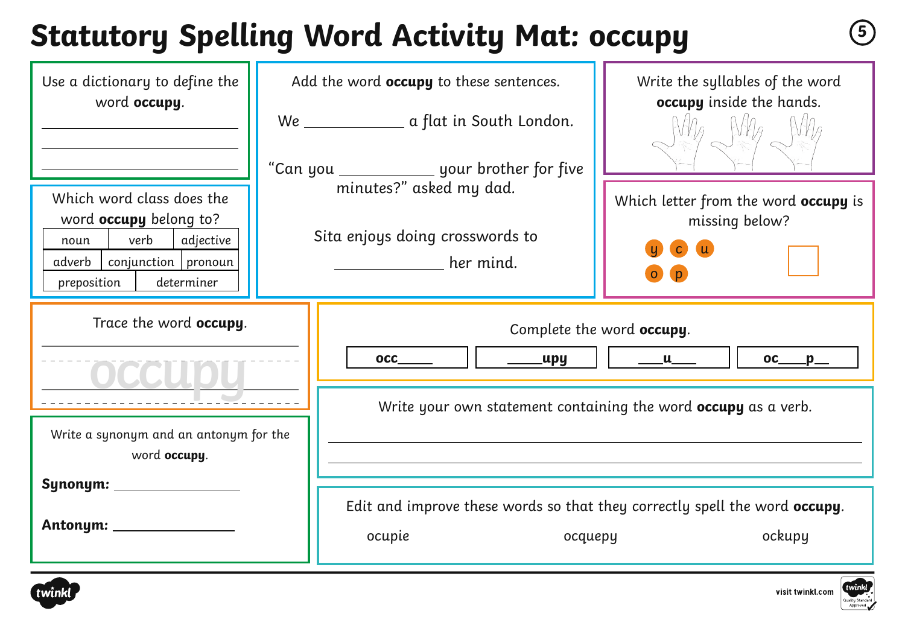# Statutory Spelling Word Activity Mat: occupy

Use a dictionary to define the word **occupy**.

______________________________

______________________________

______________________________

Add the word **occupy** to these sentences.

We ____________ a flat in South London.

“Can you ____________ your brother for five minutes?” asked my dad.

Sita enjoys doing crosswords to ____________ her mind.

Write the syllables of the word **occupy** inside the hands.

Which word class does the word **occupy** belong to?

| | | |
|---|---|---|
| noun | verb | adjective |
| adverb | conjunction | pronoun |
| preposition | determiner | |

Which letter from the word **occupy** is missing below?

y c u o p

Trace the word **occupy**.

occupy

Complete the word **occupy**.

| | | | |
|---|---|---|---|
| **occ____** | **____upy** | **___u___** | **oc___p__** |

Write a synonym and an antonym for the word **occupy**.

**Synonym:** ______________

**Antonym:** ______________

Write your own statement containing the word **occupy** as a verb.

______________________________

______________________________

Edit and improve these words so that they correctly spell the word **occupy**.

ocupie    ocquepy    ockupy